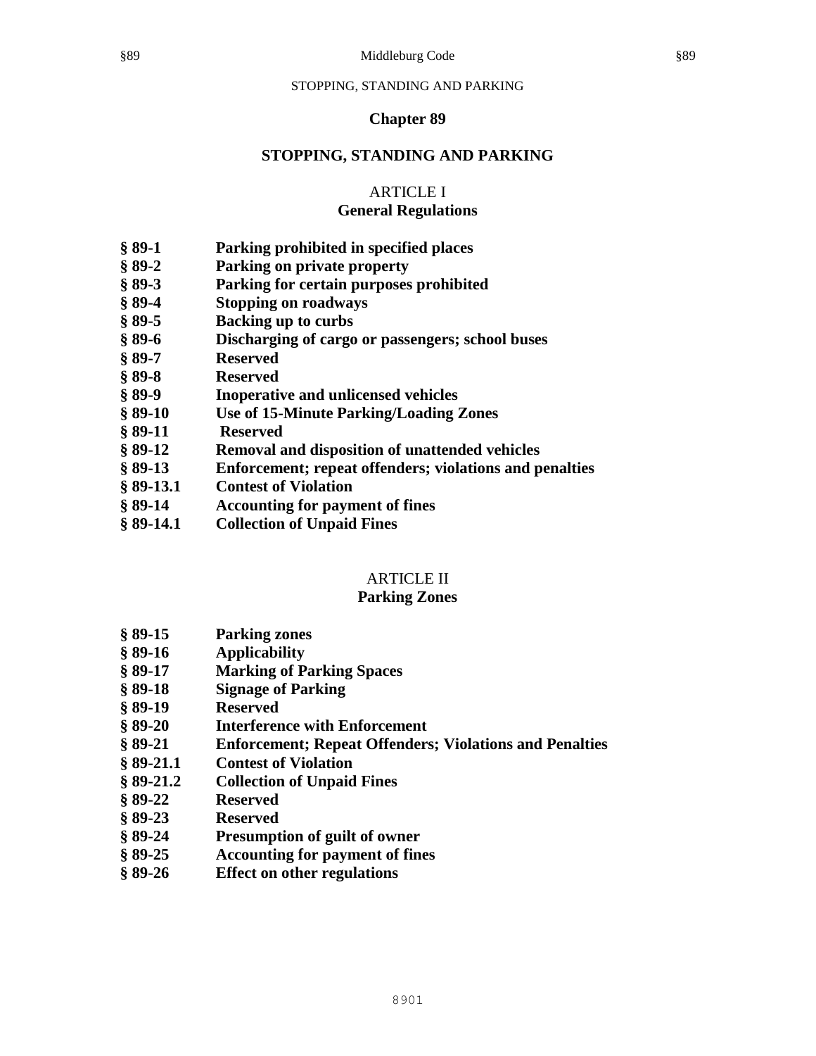# Chapter 89

# STOPPING, STANDING AND PARKING

## ARTICLE I
## General Regulations

**§ 89-1** **Parking prohibited in specified places**
**§ 89-2** **Parking on private property**
**§ 89-3** **Parking for certain purposes prohibited**
**§ 89-4** **Stopping on roadways**
**§ 89-5** **Backing up to curbs**
**§ 89-6** **Discharging of cargo or passengers; school buses**
**§ 89-7** **Reserved**
**§ 89-8** **Reserved**
**§ 89-9** **Inoperative and unlicensed vehicles**
**§ 89-10** **Use of 15-Minute Parking/Loading Zones**
**§ 89-11** **Reserved**
**§ 89-12** **Removal and disposition of unattended vehicles**
**§ 89-13** **Enforcement; repeat offenders; violations and penalties**
**§ 89-13.1** **Contest of Violation**
**§ 89-14** **Accounting for payment of fines**
**§ 89-14.1** **Collection of Unpaid Fines**

## ARTICLE II
## Parking Zones

**§ 89-15** **Parking zones**
**§ 89-16** **Applicability**
**§ 89-17** **Marking of Parking Spaces**
**§ 89-18** **Signage of Parking**
**§ 89-19** **Reserved**
**§ 89-20** **Interference with Enforcement**
**§ 89-21** **Enforcement; Repeat Offenders; Violations and Penalties**
**§ 89-21.1** **Contest of Violation**
**§ 89-21.2** **Collection of Unpaid Fines**
**§ 89-22** **Reserved**
**§ 89-23** **Reserved**
**§ 89-24** **Presumption of guilt of owner**
**§ 89-25** **Accounting for payment of fines**
**§ 89-26** **Effect on other regulations**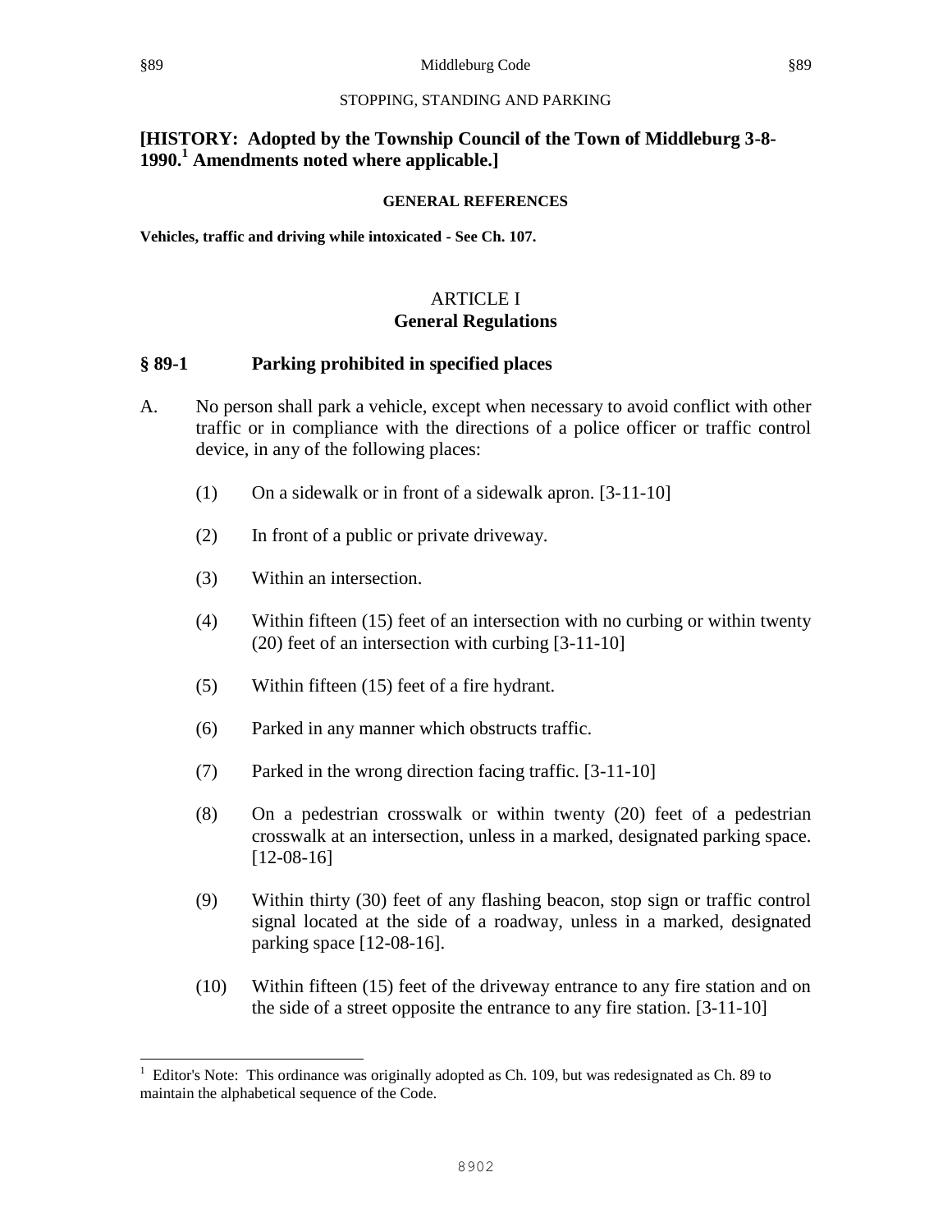STOPPING, STANDING AND PARKING

**[HISTORY: Adopted by the Township Council of the Town of Middleburg 3-8-1990.[1] Amendments noted where applicable.]**

**GENERAL REFERENCES**

**Vehicles, traffic and driving while intoxicated - See Ch. 107.**

# ARTICLE I
# General Regulations

## § 89-1 Parking prohibited in specified places

A. No person shall park a vehicle, except when necessary to avoid conflict with other traffic or in compliance with the directions of a police officer or traffic control device, in any of the following places:

(1) On a sidewalk or in front of a sidewalk apron. [3-11-10]

(2) In front of a public or private driveway.

(3) Within an intersection.

(4) Within fifteen (15) feet of an intersection with no curbing or within twenty (20) feet of an intersection with curbing [3-11-10]

(5) Within fifteen (15) feet of a fire hydrant.

(6) Parked in any manner which obstructs traffic.

(7) Parked in the wrong direction facing traffic. [3-11-10]

(8) On a pedestrian crosswalk or within twenty (20) feet of a pedestrian crosswalk at an intersection, unless in a marked, designated parking space. [12-08-16]

(9) Within thirty (30) feet of any flashing beacon, stop sign or traffic control signal located at the side of a roadway, unless in a marked, designated parking space [12-08-16].

(10) Within fifteen (15) feet of the driveway entrance to any fire station and on the side of a street opposite the entrance to any fire station. [3-11-10]

---

[1] Editor's Note: This ordinance was originally adopted as Ch. 109, but was redesignated as Ch. 89 to maintain the alphabetical sequence of the Code.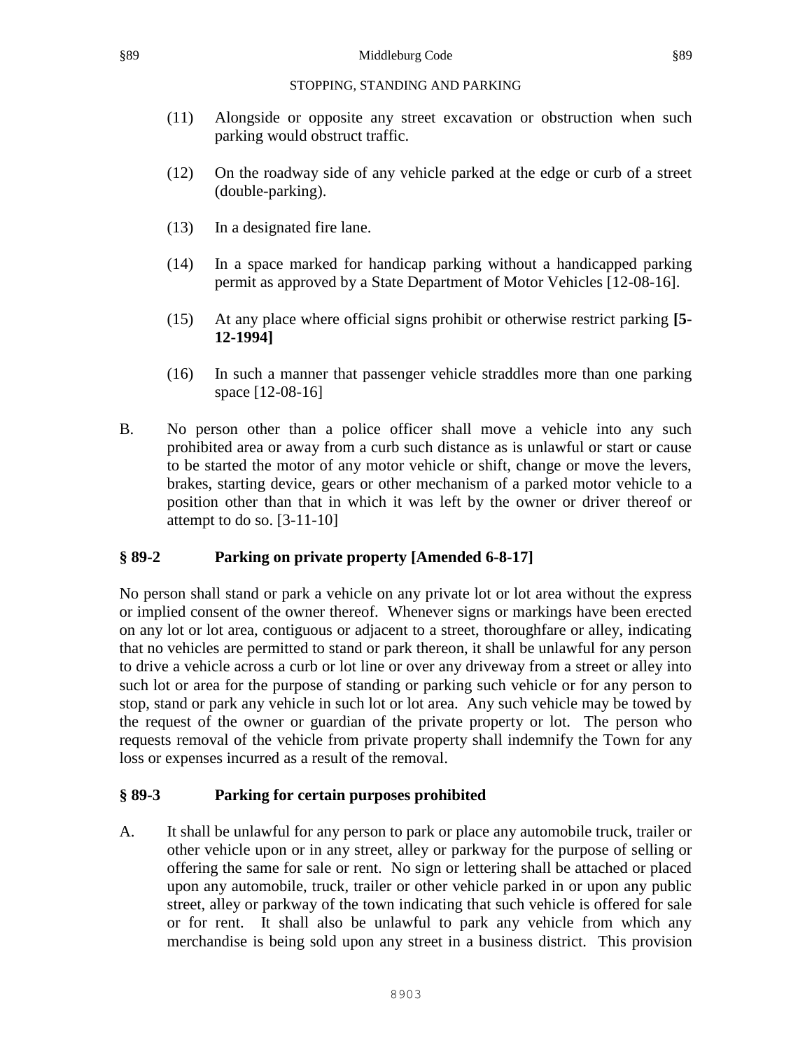(11) Alongside or opposite any street excavation or obstruction when such parking would obstruct traffic.

(12) On the roadway side of any vehicle parked at the edge or curb of a street (double-parking).

(13) In a designated fire lane.

(14) In a space marked for handicap parking without a handicapped parking permit as approved by a State Department of Motor Vehicles [12-08-16].

(15) At any place where official signs prohibit or otherwise restrict parking **[5-12-1994]**

(16) In such a manner that passenger vehicle straddles more than one parking space [12-08-16]

B. No person other than a police officer shall move a vehicle into any such prohibited area or away from a curb such distance as is unlawful or start or cause to be started the motor of any motor vehicle or shift, change or move the levers, brakes, starting device, gears or other mechanism of a parked motor vehicle to a position other than that in which it was left by the owner or driver thereof or attempt to do so. [3-11-10]

## § 89-2 Parking on private property [Amended 6-8-17]

No person shall stand or park a vehicle on any private lot or lot area without the express or implied consent of the owner thereof. Whenever signs or markings have been erected on any lot or lot area, contiguous or adjacent to a street, thoroughfare or alley, indicating that no vehicles are permitted to stand or park thereon, it shall be unlawful for any person to drive a vehicle across a curb or lot line or over any driveway from a street or alley into such lot or area for the purpose of standing or parking such vehicle or for any person to stop, stand or park any vehicle in such lot or lot area. Any such vehicle may be towed by the request of the owner or guardian of the private property or lot. The person who requests removal of the vehicle from private property shall indemnify the Town for any loss or expenses incurred as a result of the removal.

## § 89-3 Parking for certain purposes prohibited

A. It shall be unlawful for any person to park or place any automobile truck, trailer or other vehicle upon or in any street, alley or parkway for the purpose of selling or offering the same for sale or rent. No sign or lettering shall be attached or placed upon any automobile, truck, trailer or other vehicle parked in or upon any public street, alley or parkway of the town indicating that such vehicle is offered for sale or for rent. It shall also be unlawful to park any vehicle from which any merchandise is being sold upon any street in a business district. This provision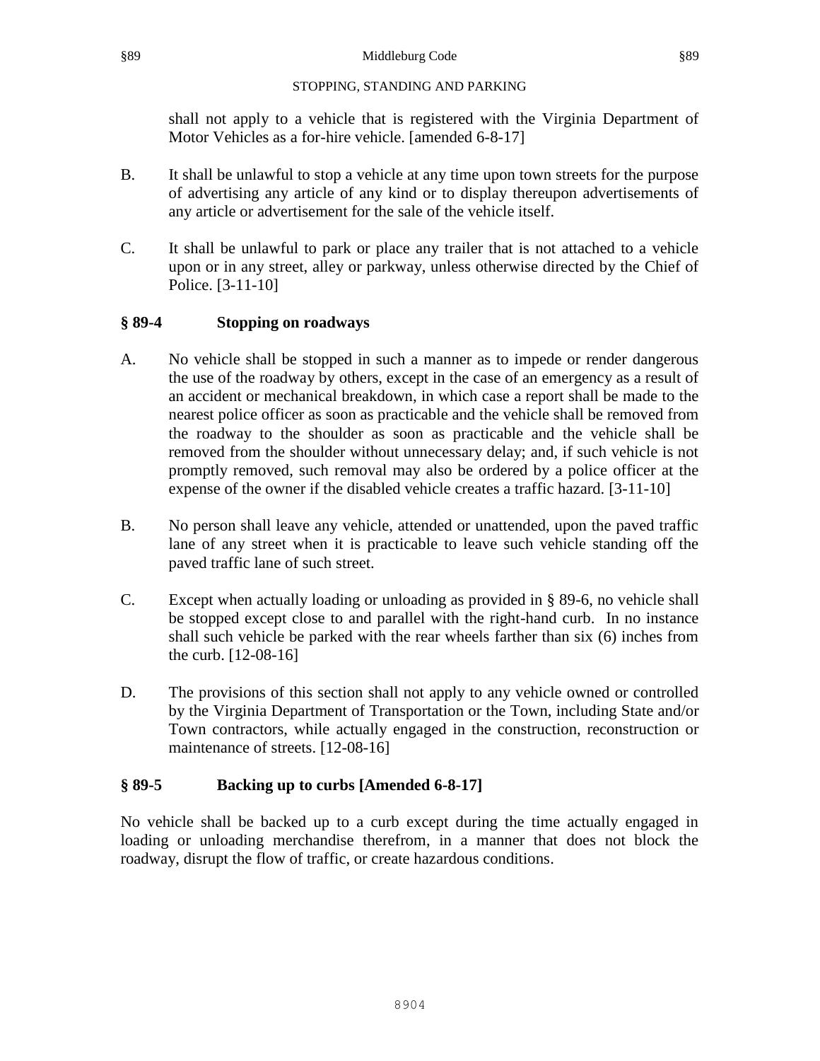shall not apply to a vehicle that is registered with the Virginia Department of Motor Vehicles as a for-hire vehicle. [amended 6-8-17]

B. It shall be unlawful to stop a vehicle at any time upon town streets for the purpose of advertising any article of any kind or to display thereupon advertisements of any article or advertisement for the sale of the vehicle itself.

C. It shall be unlawful to park or place any trailer that is not attached to a vehicle upon or in any street, alley or parkway, unless otherwise directed by the Chief of Police. [3-11-10]

### § 89-4 Stopping on roadways

A. No vehicle shall be stopped in such a manner as to impede or render dangerous the use of the roadway by others, except in the case of an emergency as a result of an accident or mechanical breakdown, in which case a report shall be made to the nearest police officer as soon as practicable and the vehicle shall be removed from the roadway to the shoulder as soon as practicable and the vehicle shall be removed from the shoulder without unnecessary delay; and, if such vehicle is not promptly removed, such removal may also be ordered by a police officer at the expense of the owner if the disabled vehicle creates a traffic hazard. [3-11-10]

B. No person shall leave any vehicle, attended or unattended, upon the paved traffic lane of any street when it is practicable to leave such vehicle standing off the paved traffic lane of such street.

C. Except when actually loading or unloading as provided in § 89-6, no vehicle shall be stopped except close to and parallel with the right-hand curb. In no instance shall such vehicle be parked with the rear wheels farther than six (6) inches from the curb. [12-08-16]

D. The provisions of this section shall not apply to any vehicle owned or controlled by the Virginia Department of Transportation or the Town, including State and/or Town contractors, while actually engaged in the construction, reconstruction or maintenance of streets. [12-08-16]

### § 89-5 Backing up to curbs [Amended 6-8-17]

No vehicle shall be backed up to a curb except during the time actually engaged in loading or unloading merchandise therefrom, in a manner that does not block the roadway, disrupt the flow of traffic, or create hazardous conditions.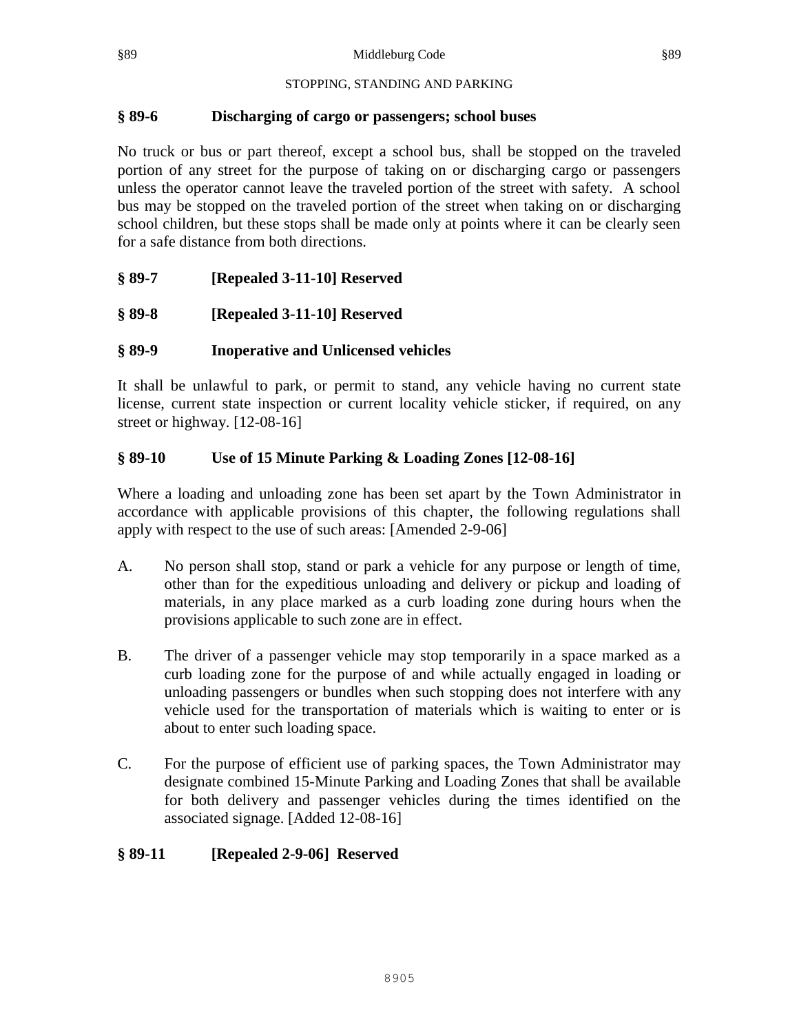STOPPING, STANDING AND PARKING

### § 89-6 Discharging of cargo or passengers; school buses

No truck or bus or part thereof, except a school bus, shall be stopped on the traveled portion of any street for the purpose of taking on or discharging cargo or passengers unless the operator cannot leave the traveled portion of the street with safety. A school bus may be stopped on the traveled portion of the street when taking on or discharging school children, but these stops shall be made only at points where it can be clearly seen for a safe distance from both directions.

### § 89-7 [Repealed 3-11-10] Reserved

### § 89-8 [Repealed 3-11-10] Reserved

### § 89-9 Inoperative and Unlicensed vehicles

It shall be unlawful to park, or permit to stand, any vehicle having no current state license, current state inspection or current locality vehicle sticker, if required, on any street or highway. [12-08-16]

### § 89-10 Use of 15 Minute Parking & Loading Zones [12-08-16]

Where a loading and unloading zone has been set apart by the Town Administrator in accordance with applicable provisions of this chapter, the following regulations shall apply with respect to the use of such areas: [Amended 2-9-06]

A. No person shall stop, stand or park a vehicle for any purpose or length of time, other than for the expeditious unloading and delivery or pickup and loading of materials, in any place marked as a curb loading zone during hours when the provisions applicable to such zone are in effect.

B. The driver of a passenger vehicle may stop temporarily in a space marked as a curb loading zone for the purpose of and while actually engaged in loading or unloading passengers or bundles when such stopping does not interfere with any vehicle used for the transportation of materials which is waiting to enter or is about to enter such loading space.

C. For the purpose of efficient use of parking spaces, the Town Administrator may designate combined 15-Minute Parking and Loading Zones that shall be available for both delivery and passenger vehicles during the times identified on the associated signage. [Added 12-08-16]

### § 89-11 [Repealed 2-9-06] Reserved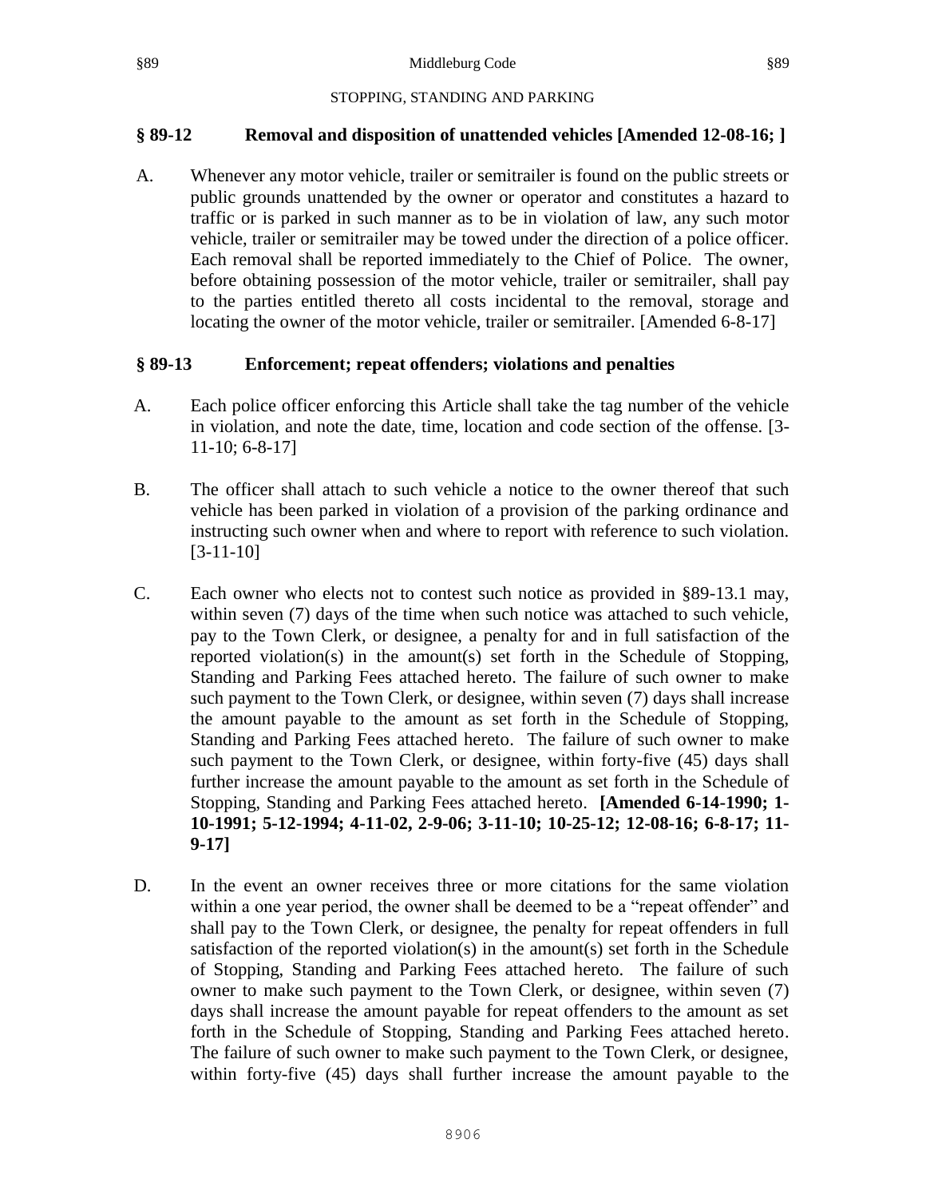STOPPING, STANDING AND PARKING

## § 89-12 Removal and disposition of unattended vehicles [Amended 12-08-16; ]

A. Whenever any motor vehicle, trailer or semitrailer is found on the public streets or public grounds unattended by the owner or operator and constitutes a hazard to traffic or is parked in such manner as to be in violation of law, any such motor vehicle, trailer or semitrailer may be towed under the direction of a police officer. Each removal shall be reported immediately to the Chief of Police. The owner, before obtaining possession of the motor vehicle, trailer or semitrailer, shall pay to the parties entitled thereto all costs incidental to the removal, storage and locating the owner of the motor vehicle, trailer or semitrailer. [Amended 6-8-17]

## § 89-13 Enforcement; repeat offenders; violations and penalties

A. Each police officer enforcing this Article shall take the tag number of the vehicle in violation, and note the date, time, location and code section of the offense. [3-11-10; 6-8-17]

B. The officer shall attach to such vehicle a notice to the owner thereof that such vehicle has been parked in violation of a provision of the parking ordinance and instructing such owner when and where to report with reference to such violation. [3-11-10]

C. Each owner who elects not to contest such notice as provided in §89-13.1 may, within seven (7) days of the time when such notice was attached to such vehicle, pay to the Town Clerk, or designee, a penalty for and in full satisfaction of the reported violation(s) in the amount(s) set forth in the Schedule of Stopping, Standing and Parking Fees attached hereto. The failure of such owner to make such payment to the Town Clerk, or designee, within seven (7) days shall increase the amount payable to the amount as set forth in the Schedule of Stopping, Standing and Parking Fees attached hereto. The failure of such owner to make such payment to the Town Clerk, or designee, within forty-five (45) days shall further increase the amount payable to the amount as set forth in the Schedule of Stopping, Standing and Parking Fees attached hereto. **[Amended 6-14-1990; 1-10-1991; 5-12-1994; 4-11-02, 2-9-06; 3-11-10; 10-25-12; 12-08-16; 6-8-17; 11-9-17]**

D. In the event an owner receives three or more citations for the same violation within a one year period, the owner shall be deemed to be a "repeat offender" and shall pay to the Town Clerk, or designee, the penalty for repeat offenders in full satisfaction of the reported violation(s) in the amount(s) set forth in the Schedule of Stopping, Standing and Parking Fees attached hereto. The failure of such owner to make such payment to the Town Clerk, or designee, within seven (7) days shall increase the amount payable for repeat offenders to the amount as set forth in the Schedule of Stopping, Standing and Parking Fees attached hereto. The failure of such owner to make such payment to the Town Clerk, or designee, within forty-five (45) days shall further increase the amount payable to the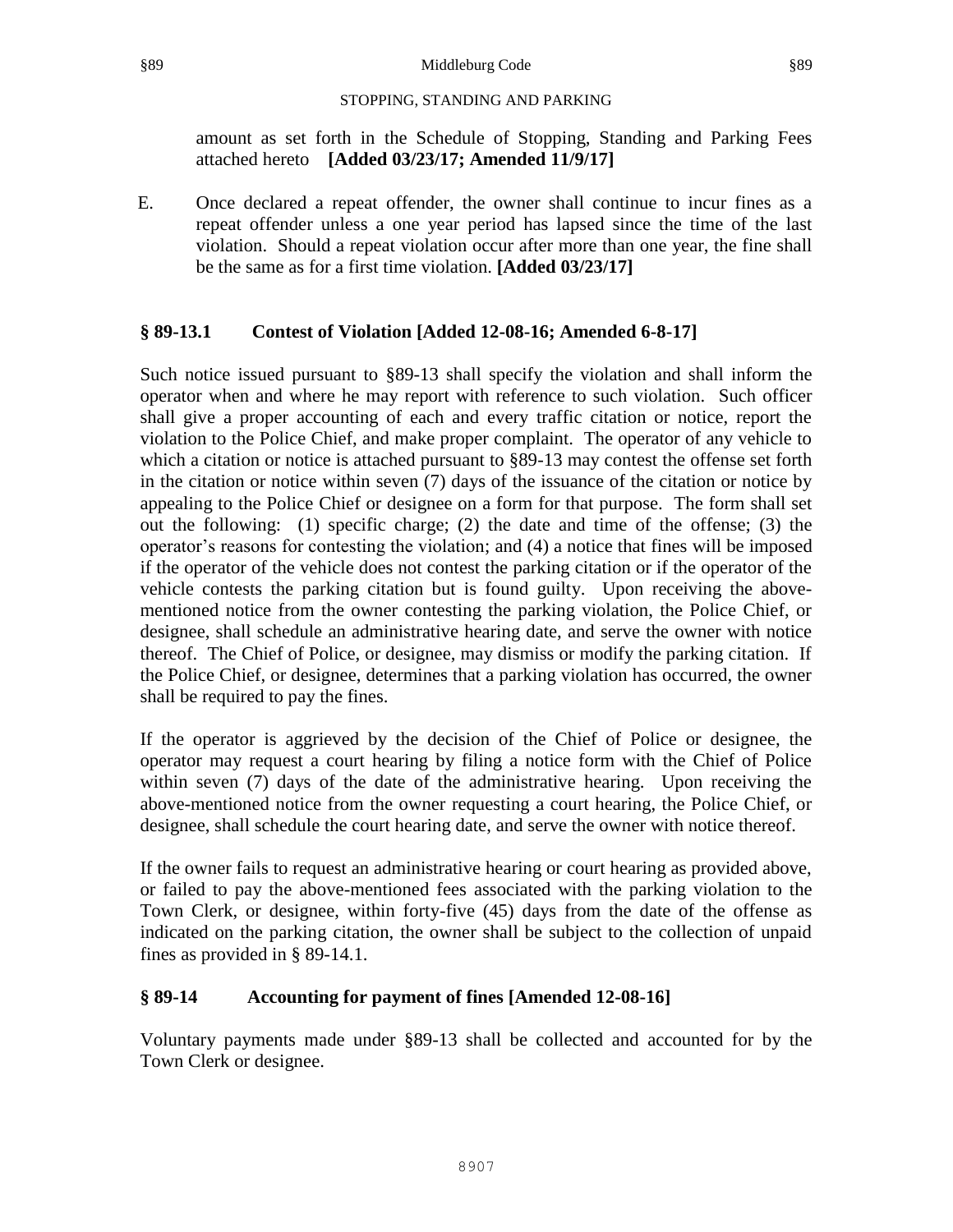amount as set forth in the Schedule of Stopping, Standing and Parking Fees attached hereto **[Added 03/23/17; Amended 11/9/17]**

E. Once declared a repeat offender, the owner shall continue to incur fines as a repeat offender unless a one year period has lapsed since the time of the last violation. Should a repeat violation occur after more than one year, the fine shall be the same as for a first time violation. **[Added 03/23/17]**

## § 89-13.1 Contest of Violation [Added 12-08-16; Amended 6-8-17]

Such notice issued pursuant to §89-13 shall specify the violation and shall inform the operator when and where he may report with reference to such violation. Such officer shall give a proper accounting of each and every traffic citation or notice, report the violation to the Police Chief, and make proper complaint. The operator of any vehicle to which a citation or notice is attached pursuant to §89-13 may contest the offense set forth in the citation or notice within seven (7) days of the issuance of the citation or notice by appealing to the Police Chief or designee on a form for that purpose. The form shall set out the following: (1) specific charge; (2) the date and time of the offense; (3) the operator's reasons for contesting the violation; and (4) a notice that fines will be imposed if the operator of the vehicle does not contest the parking citation or if the operator of the vehicle contests the parking citation but is found guilty. Upon receiving the above-mentioned notice from the owner contesting the parking violation, the Police Chief, or designee, shall schedule an administrative hearing date, and serve the owner with notice thereof. The Chief of Police, or designee, may dismiss or modify the parking citation. If the Police Chief, or designee, determines that a parking violation has occurred, the owner shall be required to pay the fines.

If the operator is aggrieved by the decision of the Chief of Police or designee, the operator may request a court hearing by filing a notice form with the Chief of Police within seven (7) days of the date of the administrative hearing. Upon receiving the above-mentioned notice from the owner requesting a court hearing, the Police Chief, or designee, shall schedule the court hearing date, and serve the owner with notice thereof.

If the owner fails to request an administrative hearing or court hearing as provided above, or failed to pay the above-mentioned fees associated with the parking violation to the Town Clerk, or designee, within forty-five (45) days from the date of the offense as indicated on the parking citation, the owner shall be subject to the collection of unpaid fines as provided in § 89-14.1.

## § 89-14 Accounting for payment of fines [Amended 12-08-16]

Voluntary payments made under §89-13 shall be collected and accounted for by the Town Clerk or designee.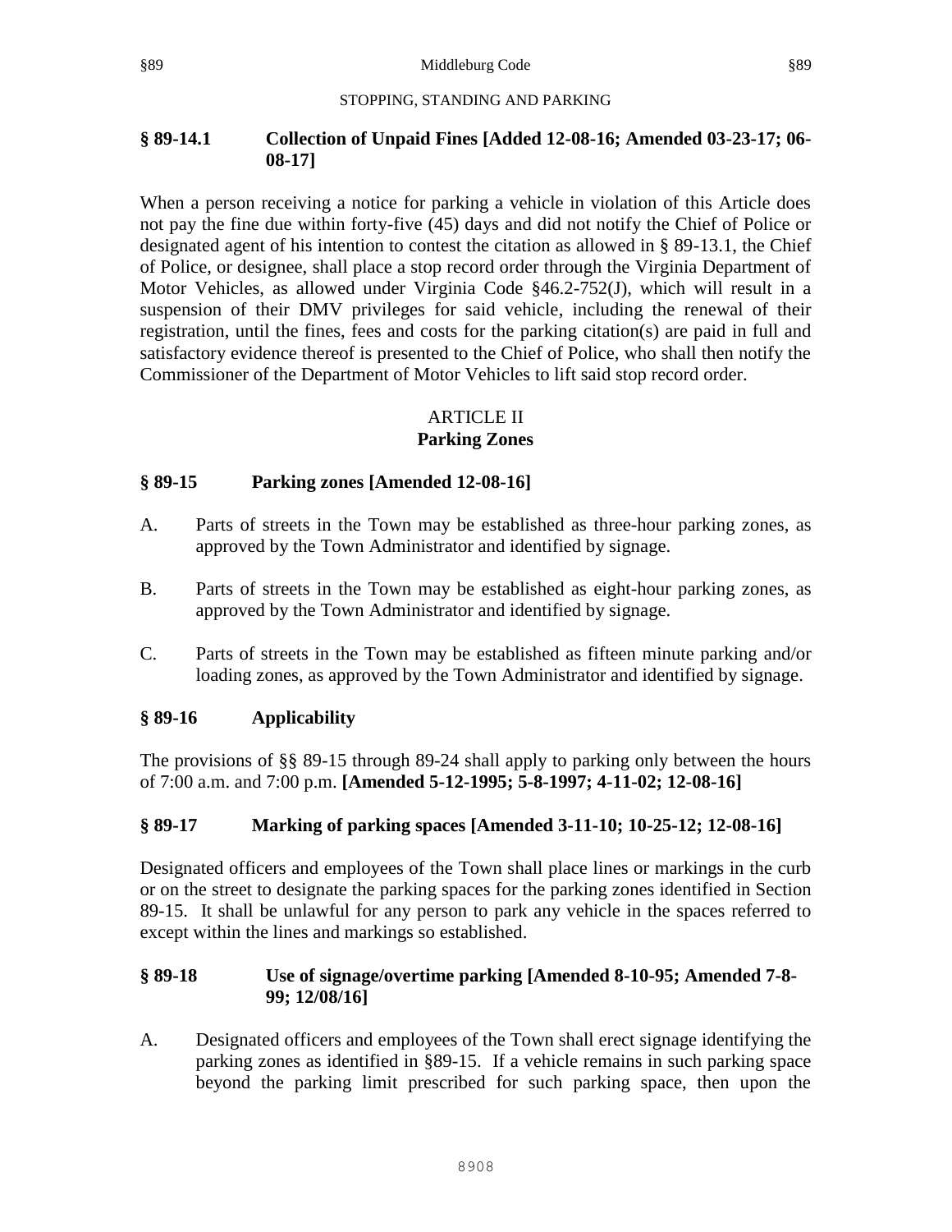STOPPING, STANDING AND PARKING

### § 89-14.1 Collection of Unpaid Fines [Added 12-08-16; Amended 03-23-17; 06-08-17]

When a person receiving a notice for parking a vehicle in violation of this Article does not pay the fine due within forty-five (45) days and did not notify the Chief of Police or designated agent of his intention to contest the citation as allowed in § 89-13.1, the Chief of Police, or designee, shall place a stop record order through the Virginia Department of Motor Vehicles, as allowed under Virginia Code §46.2-752(J), which will result in a suspension of their DMV privileges for said vehicle, including the renewal of their registration, until the fines, fees and costs for the parking citation(s) are paid in full and satisfactory evidence thereof is presented to the Chief of Police, who shall then notify the Commissioner of the Department of Motor Vehicles to lift said stop record order.

## ARTICLE II
## Parking Zones

### § 89-15 Parking zones [Amended 12-08-16]

A. Parts of streets in the Town may be established as three-hour parking zones, as approved by the Town Administrator and identified by signage.

B. Parts of streets in the Town may be established as eight-hour parking zones, as approved by the Town Administrator and identified by signage.

C. Parts of streets in the Town may be established as fifteen minute parking and/or loading zones, as approved by the Town Administrator and identified by signage.

### § 89-16 Applicability

The provisions of §§ 89-15 through 89-24 shall apply to parking only between the hours of 7:00 a.m. and 7:00 p.m. **[Amended 5-12-1995; 5-8-1997; 4-11-02; 12-08-16]**

### § 89-17 Marking of parking spaces [Amended 3-11-10; 10-25-12; 12-08-16]

Designated officers and employees of the Town shall place lines or markings in the curb or on the street to designate the parking spaces for the parking zones identified in Section 89-15. It shall be unlawful for any person to park any vehicle in the spaces referred to except within the lines and markings so established.

### § 89-18 Use of signage/overtime parking [Amended 8-10-95; Amended 7-8-99; 12/08/16]

A. Designated officers and employees of the Town shall erect signage identifying the parking zones as identified in §89-15. If a vehicle remains in such parking space beyond the parking limit prescribed for such parking space, then upon the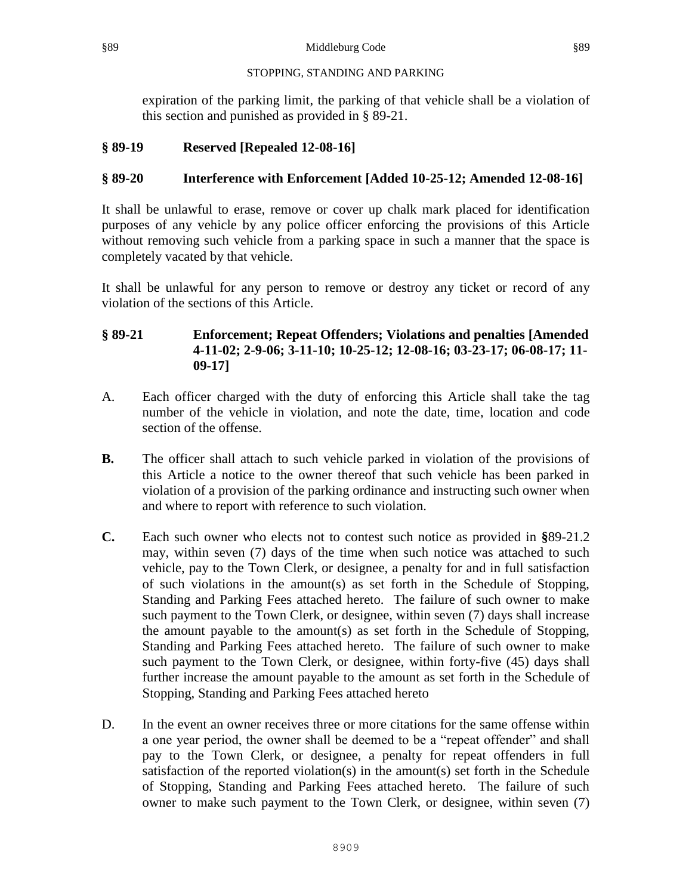expiration of the parking limit, the parking of that vehicle shall be a violation of this section and punished as provided in § 89-21.

## § 89-19 Reserved [Repealed 12-08-16]

## § 89-20 Interference with Enforcement [Added 10-25-12; Amended 12-08-16]

It shall be unlawful to erase, remove or cover up chalk mark placed for identification purposes of any vehicle by any police officer enforcing the provisions of this Article without removing such vehicle from a parking space in such a manner that the space is completely vacated by that vehicle.

It shall be unlawful for any person to remove or destroy any ticket or record of any violation of the sections of this Article.

## § 89-21 Enforcement; Repeat Offenders; Violations and penalties [Amended 4-11-02; 2-9-06; 3-11-10; 10-25-12; 12-08-16; 03-23-17; 06-08-17; 11-09-17]

A. Each officer charged with the duty of enforcing this Article shall take the tag number of the vehicle in violation, and note the date, time, location and code section of the offense.

**B.** The officer shall attach to such vehicle parked in violation of the provisions of this Article a notice to the owner thereof that such vehicle has been parked in violation of a provision of the parking ordinance and instructing such owner when and where to report with reference to such violation.

**C.** Each such owner who elects not to contest such notice as provided in **§**89-21.2 may, within seven (7) days of the time when such notice was attached to such vehicle, pay to the Town Clerk, or designee, a penalty for and in full satisfaction of such violations in the amount(s) as set forth in the Schedule of Stopping, Standing and Parking Fees attached hereto. The failure of such owner to make such payment to the Town Clerk, or designee, within seven (7) days shall increase the amount payable to the amount(s) as set forth in the Schedule of Stopping, Standing and Parking Fees attached hereto. The failure of such owner to make such payment to the Town Clerk, or designee, within forty-five (45) days shall further increase the amount payable to the amount as set forth in the Schedule of Stopping, Standing and Parking Fees attached hereto

D. In the event an owner receives three or more citations for the same offense within a one year period, the owner shall be deemed to be a "repeat offender" and shall pay to the Town Clerk, or designee, a penalty for repeat offenders in full satisfaction of the reported violation(s) in the amount(s) set forth in the Schedule of Stopping, Standing and Parking Fees attached hereto. The failure of such owner to make such payment to the Town Clerk, or designee, within seven (7)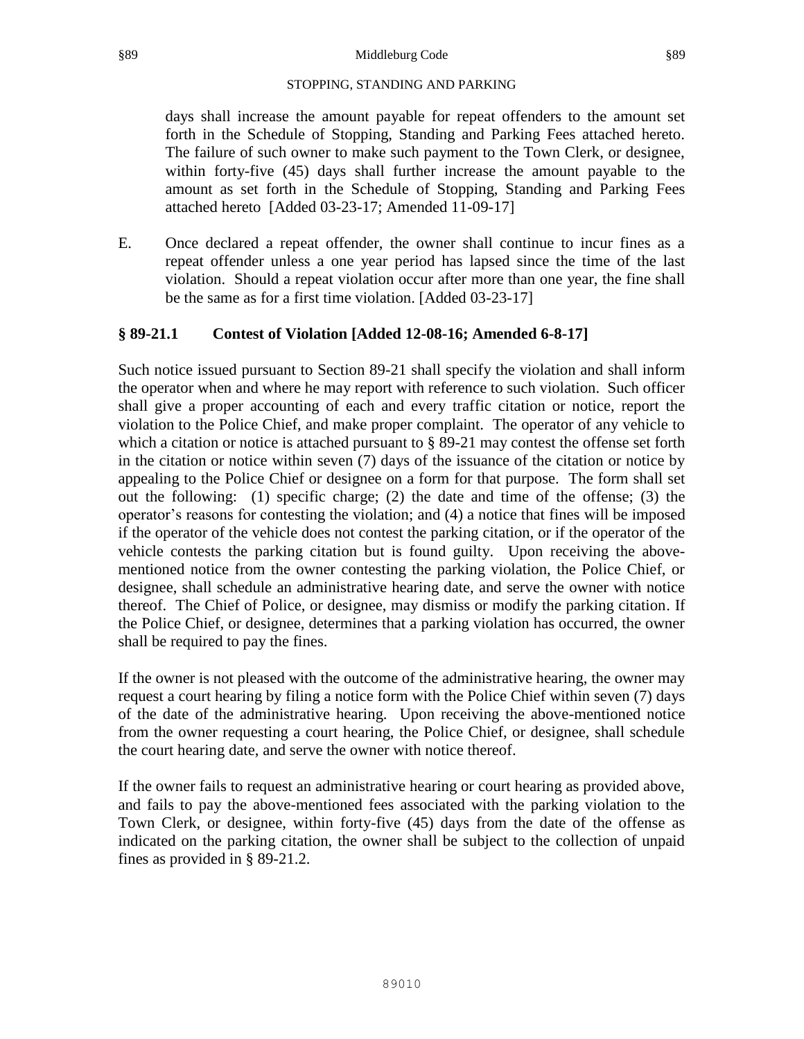days shall increase the amount payable for repeat offenders to the amount set forth in the Schedule of Stopping, Standing and Parking Fees attached hereto. The failure of such owner to make such payment to the Town Clerk, or designee, within forty-five (45) days shall further increase the amount payable to the amount as set forth in the Schedule of Stopping, Standing and Parking Fees attached hereto [Added 03-23-17; Amended 11-09-17]

E. Once declared a repeat offender, the owner shall continue to incur fines as a repeat offender unless a one year period has lapsed since the time of the last violation. Should a repeat violation occur after more than one year, the fine shall be the same as for a first time violation. [Added 03-23-17]

### § 89-21.1 Contest of Violation [Added 12-08-16; Amended 6-8-17]

Such notice issued pursuant to Section 89-21 shall specify the violation and shall inform the operator when and where he may report with reference to such violation. Such officer shall give a proper accounting of each and every traffic citation or notice, report the violation to the Police Chief, and make proper complaint. The operator of any vehicle to which a citation or notice is attached pursuant to § 89-21 may contest the offense set forth in the citation or notice within seven (7) days of the issuance of the citation or notice by appealing to the Police Chief or designee on a form for that purpose. The form shall set out the following: (1) specific charge; (2) the date and time of the offense; (3) the operator's reasons for contesting the violation; and (4) a notice that fines will be imposed if the operator of the vehicle does not contest the parking citation, or if the operator of the vehicle contests the parking citation but is found guilty. Upon receiving the above-mentioned notice from the owner contesting the parking violation, the Police Chief, or designee, shall schedule an administrative hearing date, and serve the owner with notice thereof. The Chief of Police, or designee, may dismiss or modify the parking citation. If the Police Chief, or designee, determines that a parking violation has occurred, the owner shall be required to pay the fines.

If the owner is not pleased with the outcome of the administrative hearing, the owner may request a court hearing by filing a notice form with the Police Chief within seven (7) days of the date of the administrative hearing. Upon receiving the above-mentioned notice from the owner requesting a court hearing, the Police Chief, or designee, shall schedule the court hearing date, and serve the owner with notice thereof.

If the owner fails to request an administrative hearing or court hearing as provided above, and fails to pay the above-mentioned fees associated with the parking violation to the Town Clerk, or designee, within forty-five (45) days from the date of the offense as indicated on the parking citation, the owner shall be subject to the collection of unpaid fines as provided in § 89-21.2.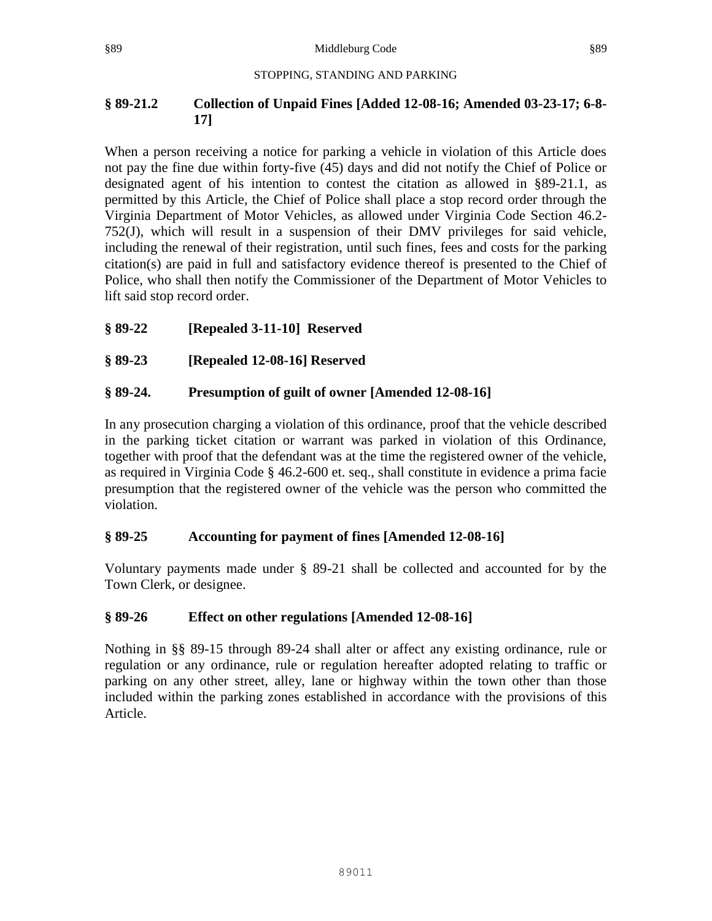STOPPING, STANDING AND PARKING

### § 89-21.2 Collection of Unpaid Fines [Added 12-08-16; Amended 03-23-17; 6-8-17]

When a person receiving a notice for parking a vehicle in violation of this Article does not pay the fine due within forty-five (45) days and did not notify the Chief of Police or designated agent of his intention to contest the citation as allowed in §89-21.1, as permitted by this Article, the Chief of Police shall place a stop record order through the Virginia Department of Motor Vehicles, as allowed under Virginia Code Section 46.2-752(J), which will result in a suspension of their DMV privileges for said vehicle, including the renewal of their registration, until such fines, fees and costs for the parking citation(s) are paid in full and satisfactory evidence thereof is presented to the Chief of Police, who shall then notify the Commissioner of the Department of Motor Vehicles to lift said stop record order.

### § 89-22 [Repealed 3-11-10] Reserved

### § 89-23 [Repealed 12-08-16] Reserved

### § 89-24. Presumption of guilt of owner [Amended 12-08-16]

In any prosecution charging a violation of this ordinance, proof that the vehicle described in the parking ticket citation or warrant was parked in violation of this Ordinance, together with proof that the defendant was at the time the registered owner of the vehicle, as required in Virginia Code § 46.2-600 et. seq., shall constitute in evidence a prima facie presumption that the registered owner of the vehicle was the person who committed the violation.

### § 89-25 Accounting for payment of fines [Amended 12-08-16]

Voluntary payments made under § 89-21 shall be collected and accounted for by the Town Clerk, or designee.

### § 89-26 Effect on other regulations [Amended 12-08-16]

Nothing in §§ 89-15 through 89-24 shall alter or affect any existing ordinance, rule or regulation or any ordinance, rule or regulation hereafter adopted relating to traffic or parking on any other street, alley, lane or highway within the town other than those included within the parking zones established in accordance with the provisions of this Article.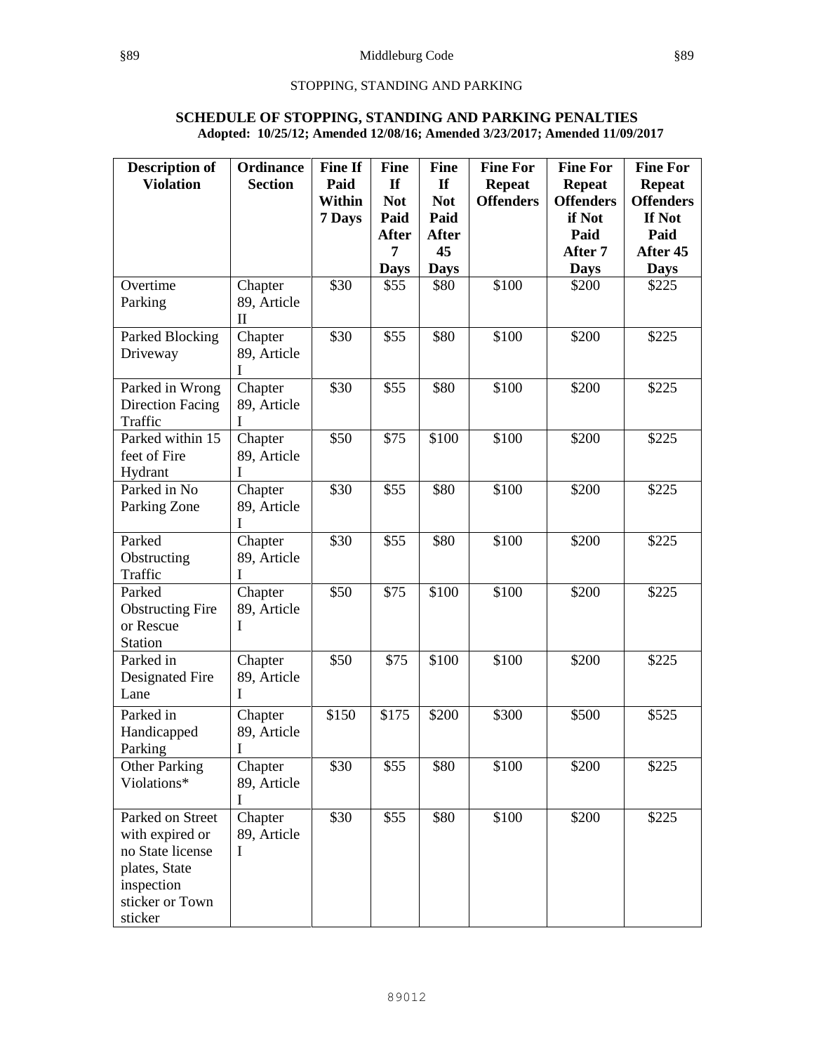STOPPING, STANDING AND PARKING

## SCHEDULE OF STOPPING, STANDING AND PARKING PENALTIES

**Adopted: 10/25/12; Amended 12/08/16; Amended 3/23/2017; Amended 11/09/2017**

| Description of Violation | Ordinance Section | Fine If Paid Within 7 Days | Fine If Not Paid After 7 Days | Fine If Not Paid After 45 Days | Fine For Repeat Offenders | Fine For Repeat Offenders if Not Paid After 7 Days | Fine For Repeat Offenders If Not Paid After 45 Days |
|---|---|---|---|---|---|---|---|
| Overtime Parking | Chapter 89, Article II | $30 | $55 | $80 | $100 | $200 | $225 |
| Parked Blocking Driveway | Chapter 89, Article I | $30 | $55 | $80 | $100 | $200 | $225 |
| Parked in Wrong Direction Facing Traffic | Chapter 89, Article I | $30 | $55 | $80 | $100 | $200 | $225 |
| Parked within 15 feet of Fire Hydrant | Chapter 89, Article I | $50 | $75 | $100 | $100 | $200 | $225 |
| Parked in No Parking Zone | Chapter 89, Article I | $30 | $55 | $80 | $100 | $200 | $225 |
| Parked Obstructing Traffic | Chapter 89, Article I | $30 | $55 | $80 | $100 | $200 | $225 |
| Parked Obstructing Fire or Rescue Station | Chapter 89, Article I | $50 | $75 | $100 | $100 | $200 | $225 |
| Parked in Designated Fire Lane | Chapter 89, Article I | $50 | $75 | $100 | $100 | $200 | $225 |
| Parked in Handicapped Parking | Chapter 89, Article I | $150 | $175 | $200 | $300 | $500 | $525 |
| Other Parking Violations* | Chapter 89, Article I | $30 | $55 | $80 | $100 | $200 | $225 |
| Parked on Street with expired or no State license plates, State inspection sticker or Town sticker | Chapter 89, Article I | $30 | $55 | $80 | $100 | $200 | $225 |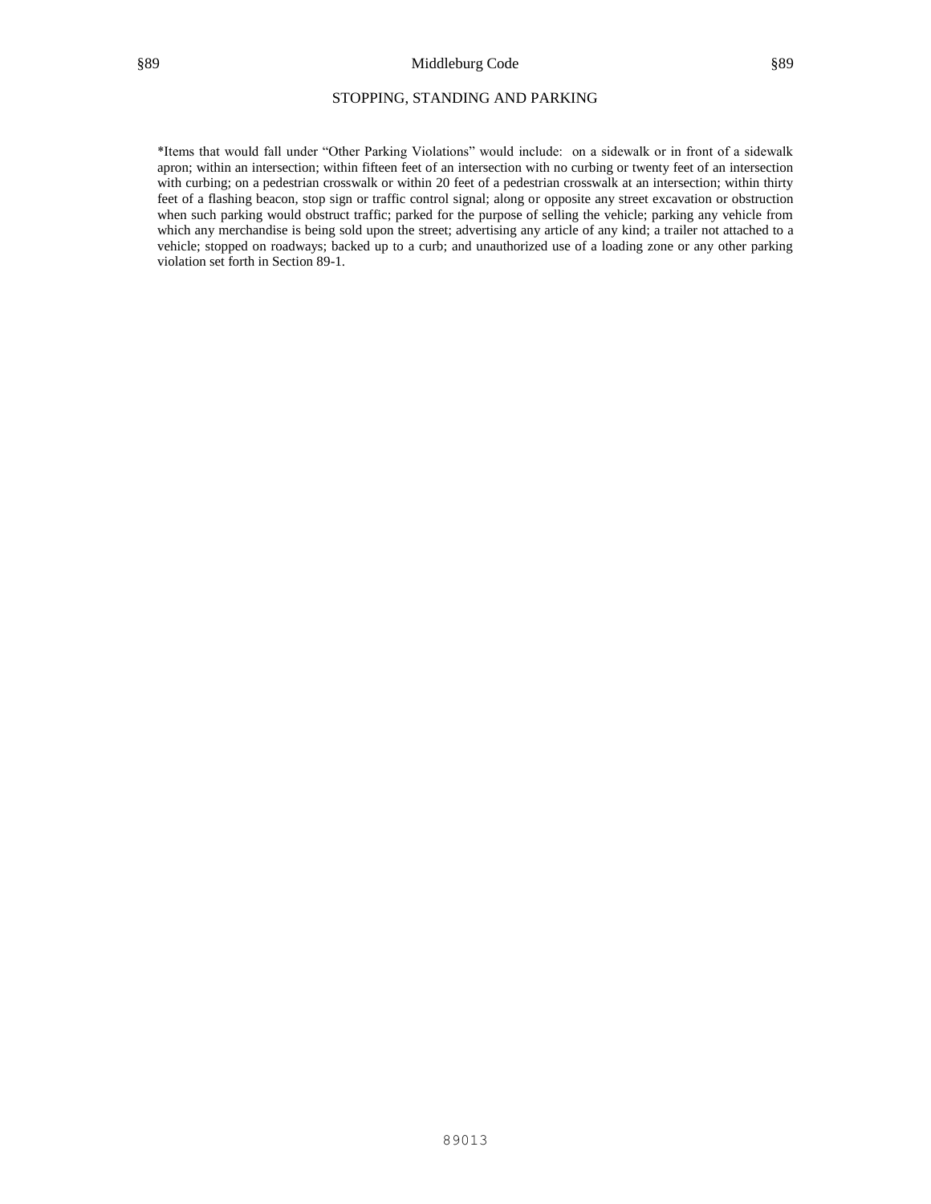## STOPPING, STANDING AND PARKING

*Items that would fall under "Other Parking Violations" would include: on a sidewalk or in front of a sidewalk apron; within an intersection; within fifteen feet of an intersection with no curbing or twenty feet of an intersection with curbing; on a pedestrian crosswalk or within 20 feet of a pedestrian crosswalk at an intersection; within thirty feet of a flashing beacon, stop sign or traffic control signal; along or opposite any street excavation or obstruction when such parking would obstruct traffic; parked for the purpose of selling the vehicle; parking any vehicle from which any merchandise is being sold upon the street; advertising any article of any kind; a trailer not attached to a vehicle; stopped on roadways; backed up to a curb; and unauthorized use of a loading zone or any other parking violation set forth in Section 89-1.